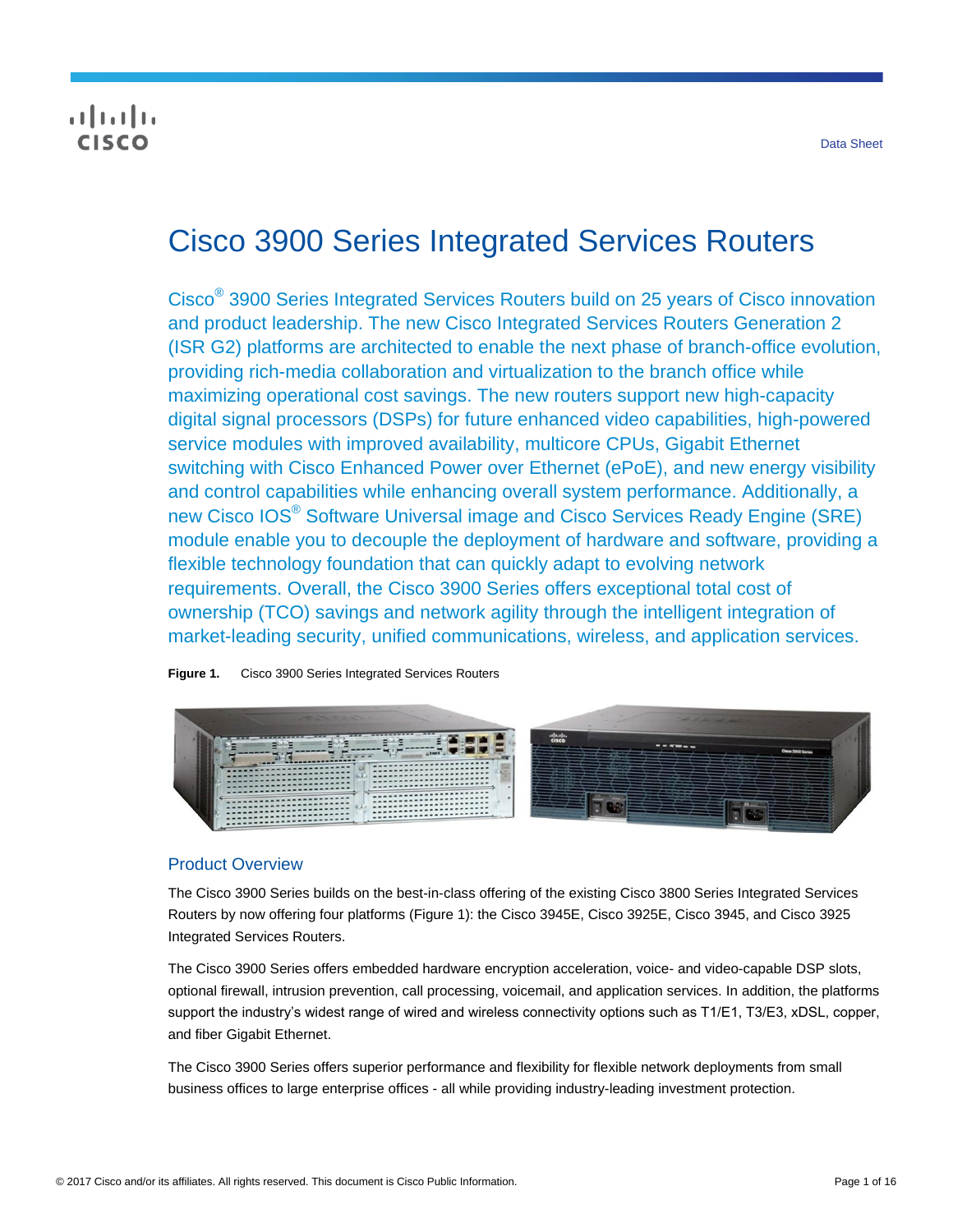# Cisco 3900 Series Integrated Services Routers

Cisco® 3900 Series Integrated Services Routers build on 25 years of Cisco innovation and product leadership. The new Cisco Integrated Services Routers Generation 2 (ISR G2) platforms are architected to enable the next phase of branch-office evolution, providing rich-media collaboration and virtualization to the branch office while maximizing operational cost savings. The new routers support new high-capacity digital signal processors (DSPs) for future enhanced video capabilities, high-powered service modules with improved availability, multicore CPUs, Gigabit Ethernet switching with Cisco Enhanced Power over Ethernet (ePoE), and new energy visibility and control capabilities while enhancing overall system performance. Additionally, a new Cisco IOS® Software Universal image and Cisco Services Ready Engine (SRE) module enable you to decouple the deployment of hardware and software, providing a flexible technology foundation that can quickly adapt to evolving network requirements. Overall, the Cisco 3900 Series offers exceptional total cost of ownership (TCO) savings and network agility through the intelligent integration of market-leading security, unified communications, wireless, and application services.

**Figure 1.** Cisco 3900 Series Integrated Services Routers

## Product Overview

The Cisco 3900 Series builds on the best-in-class offering of the existing Cisco 3800 Series Integrated Services Routers by now offering four platforms (Figure 1): the Cisco 3945E, Cisco 3925E, Cisco 3945, and Cisco 3925 Integrated Services Routers.

The Cisco 3900 Series offers embedded hardware encryption acceleration, voice- and video-capable DSP slots, optional firewall, intrusion prevention, call processing, voicemail, and application services. In addition, the platforms support the industry's widest range of wired and wireless connectivity options such as T1/E1, T3/E3, xDSL, copper, and fiber Gigabit Ethernet.

The Cisco 3900 Series offers superior performance and flexibility for flexible network deployments from small business offices to large enterprise offices - all while providing industry-leading investment protection.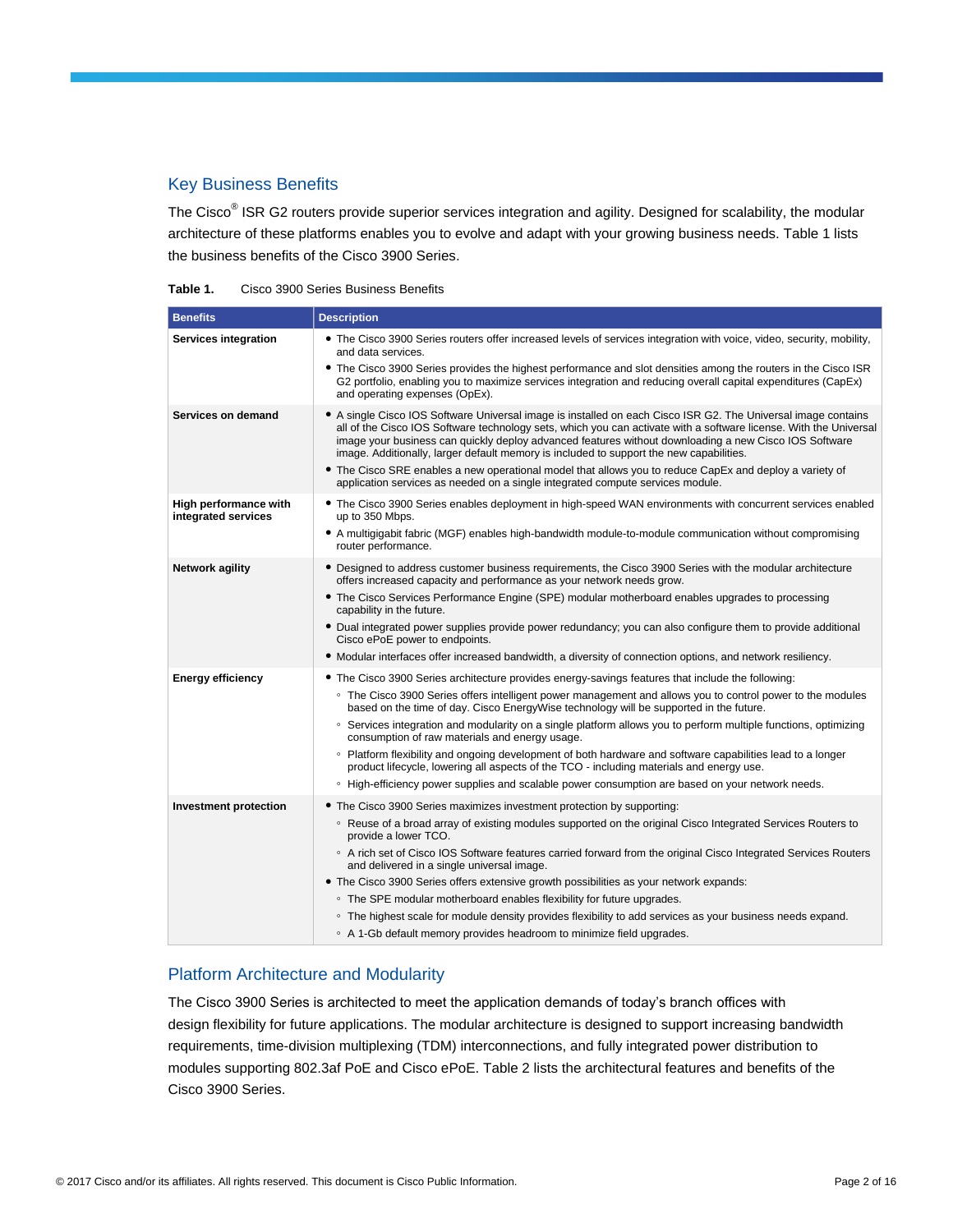## Key Business Benefits

The Cisco® ISR G2 routers provide superior services integration and agility. Designed for scalability, the modular architecture of these platforms enables you to evolve and adapt with your growing business needs. Table 1 lists the business benefits of the Cisco 3900 Series.

**Table 1.** Cisco 3900 Series Business Benefits

| Benefits | Description |
| --- | --- |
| **Services integration** | • The Cisco 3900 Series routers offer increased levels of services integration with voice, video, security, mobility, and data services.<br>• The Cisco 3900 Series provides the highest performance and slot densities among the routers in the Cisco ISR G2 portfolio, enabling you to maximize services integration and reducing overall capital expenditures (CapEx) and operating expenses (OpEx). |
| **Services on demand** | • A single Cisco IOS Software Universal image is installed on each Cisco ISR G2. The Universal image contains all of the Cisco IOS Software technology sets, which you can activate with a software license. With the Universal image your business can quickly deploy advanced features without downloading a new Cisco IOS Software image. Additionally, larger default memory is included to support the new capabilities.<br>• The Cisco SRE enables a new operational model that allows you to reduce CapEx and deploy a variety of application services as needed on a single integrated compute services module. |
| **High performance with integrated services** | • The Cisco 3900 Series enables deployment in high-speed WAN environments with concurrent services enabled up to 350 Mbps.<br>• A multigigabit fabric (MGF) enables high-bandwidth module-to-module communication without compromising router performance. |
| **Network agility** | • Designed to address customer business requirements, the Cisco 3900 Series with the modular architecture offers increased capacity and performance as your network needs grow.<br>• The Cisco Services Performance Engine (SPE) modular motherboard enables upgrades to processing capability in the future.<br>• Dual integrated power supplies provide power redundancy; you can also configure them to provide additional Cisco ePoE power to endpoints.<br>• Modular interfaces offer increased bandwidth, a diversity of connection options, and network resiliency. |
| **Energy efficiency** | • The Cisco 3900 Series architecture provides energy-savings features that include the following:<br>◦ The Cisco 3900 Series offers intelligent power management and allows you to control power to the modules based on the time of day. Cisco EnergyWise technology will be supported in the future.<br>◦ Services integration and modularity on a single platform allows you to perform multiple functions, optimizing consumption of raw materials and energy usage.<br>◦ Platform flexibility and ongoing development of both hardware and software capabilities lead to a longer product lifecycle, lowering all aspects of the TCO - including materials and energy use.<br>◦ High-efficiency power supplies and scalable power consumption are based on your network needs. |
| **Investment protection** | • The Cisco 3900 Series maximizes investment protection by supporting:<br>◦ Reuse of a broad array of existing modules supported on the original Cisco Integrated Services Routers to provide a lower TCO.<br>◦ A rich set of Cisco IOS Software features carried forward from the original Cisco Integrated Services Routers and delivered in a single universal image.<br>• The Cisco 3900 Series offers extensive growth possibilities as your network expands:<br>◦ The SPE modular motherboard enables flexibility for future upgrades.<br>◦ The highest scale for module density provides flexibility to add services as your business needs expand.<br>◦ A 1-Gb default memory provides headroom to minimize field upgrades. |

## Platform Architecture and Modularity

The Cisco 3900 Series is architected to meet the application demands of today's branch offices with design flexibility for future applications. The modular architecture is designed to support increasing bandwidth requirements, time-division multiplexing (TDM) interconnections, and fully integrated power distribution to modules supporting 802.3af PoE and Cisco ePoE. Table 2 lists the architectural features and benefits of the Cisco 3900 Series.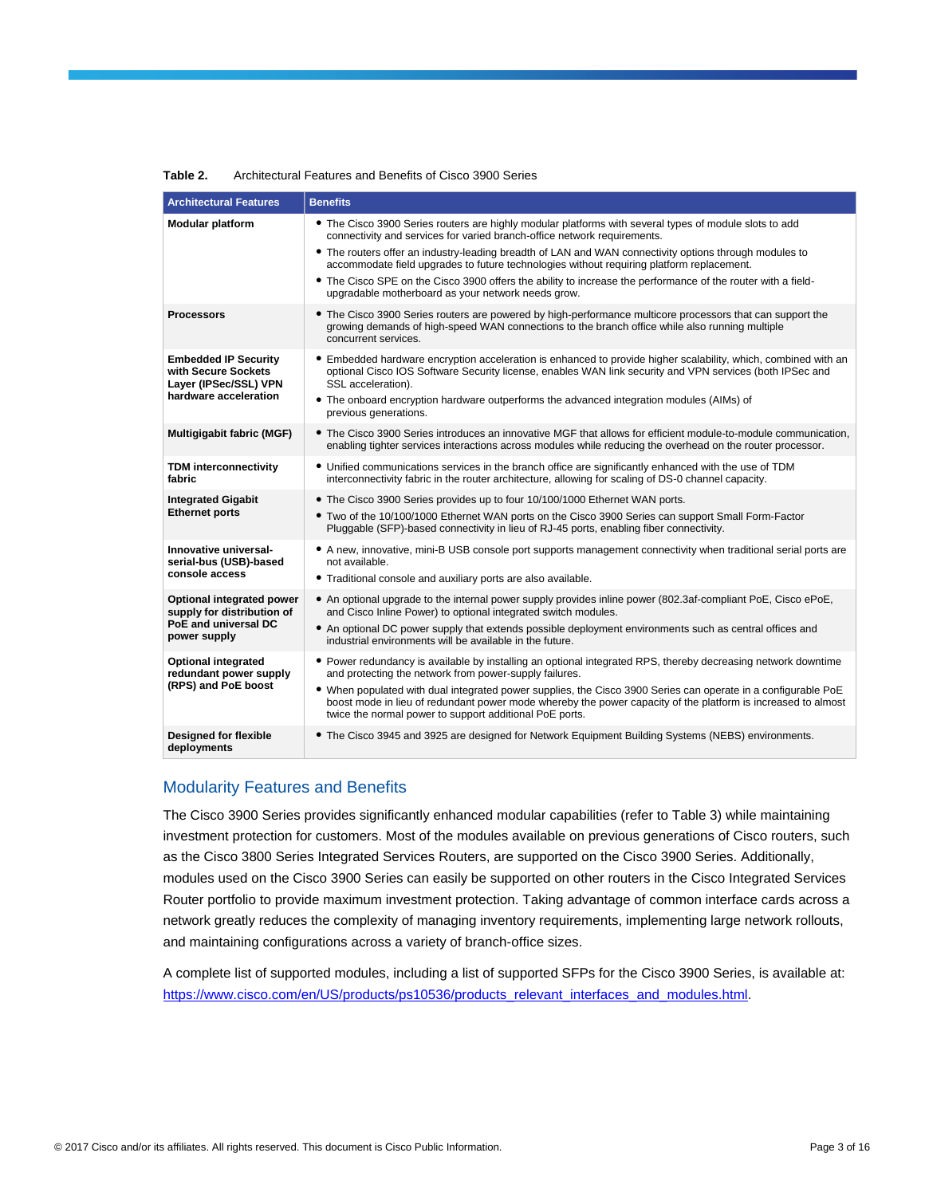**Table 2.** Architectural Features and Benefits of Cisco 3900 Series

| Architectural Features | Benefits |
| --- | --- |
| **Modular platform** | • The Cisco 3900 Series routers are highly modular platforms with several types of module slots to add connectivity and services for varied branch-office network requirements.<br>• The routers offer an industry-leading breadth of LAN and WAN connectivity options through modules to accommodate field upgrades to future technologies without requiring platform replacement.<br>• The Cisco SPE on the Cisco 3900 offers the ability to increase the performance of the router with a field-upgradable motherboard as your network needs grow. |
| **Processors** | • The Cisco 3900 Series routers are powered by high-performance multicore processors that can support the growing demands of high-speed WAN connections to the branch office while also running multiple concurrent services. |
| **Embedded IP Security with Secure Sockets Layer (IPSec/SSL) VPN hardware acceleration** | • Embedded hardware encryption acceleration is enhanced to provide higher scalability, which, combined with an optional Cisco IOS Software Security license, enables WAN link security and VPN services (both IPSec and SSL acceleration).<br>• The onboard encryption hardware outperforms the advanced integration modules (AIMs) of previous generations. |
| **Multigigabit fabric (MGF)** | • The Cisco 3900 Series introduces an innovative MGF that allows for efficient module-to-module communication, enabling tighter services interactions across modules while reducing the overhead on the router processor. |
| **TDM interconnectivity fabric** | • Unified communications services in the branch office are significantly enhanced with the use of TDM interconnectivity fabric in the router architecture, allowing for scaling of DS-0 channel capacity. |
| **Integrated Gigabit Ethernet ports** | • The Cisco 3900 Series provides up to four 10/100/1000 Ethernet WAN ports.<br>• Two of the 10/100/1000 Ethernet WAN ports on the Cisco 3900 Series can support Small Form-Factor Pluggable (SFP)-based connectivity in lieu of RJ-45 ports, enabling fiber connectivity. |
| **Innovative universal-serial-bus (USB)-based console access** | • A new, innovative, mini-B USB console port supports management connectivity when traditional serial ports are not available.<br>• Traditional console and auxiliary ports are also available. |
| **Optional integrated power supply for distribution of PoE and universal DC power supply** | • An optional upgrade to the internal power supply provides inline power (802.3af-compliant PoE, Cisco ePoE, and Cisco Inline Power) to optional integrated switch modules.<br>• An optional DC power supply that extends possible deployment environments such as central offices and industrial environments will be available in the future. |
| **Optional integrated redundant power supply (RPS) and PoE boost** | • Power redundancy is available by installing an optional integrated RPS, thereby decreasing network downtime and protecting the network from power-supply failures.<br>• When populated with dual integrated power supplies, the Cisco 3900 Series can operate in a configurable PoE boost mode in lieu of redundant power mode whereby the power capacity of the platform is increased to almost twice the normal power to support additional PoE ports. |
| **Designed for flexible deployments** | • The Cisco 3945 and 3925 are designed for Network Equipment Building Systems (NEBS) environments. |

## Modularity Features and Benefits

The Cisco 3900 Series provides significantly enhanced modular capabilities (refer to Table 3) while maintaining investment protection for customers. Most of the modules available on previous generations of Cisco routers, such as the Cisco 3800 Series Integrated Services Routers, are supported on the Cisco 3900 Series. Additionally, modules used on the Cisco 3900 Series can easily be supported on other routers in the Cisco Integrated Services Router portfolio to provide maximum investment protection. Taking advantage of common interface cards across a network greatly reduces the complexity of managing inventory requirements, implementing large network rollouts, and maintaining configurations across a variety of branch-office sizes.

A complete list of supported modules, including a list of supported SFPs for the Cisco 3900 Series, is available at: https://www.cisco.com/en/US/products/ps10536/products_relevant_interfaces_and_modules.html.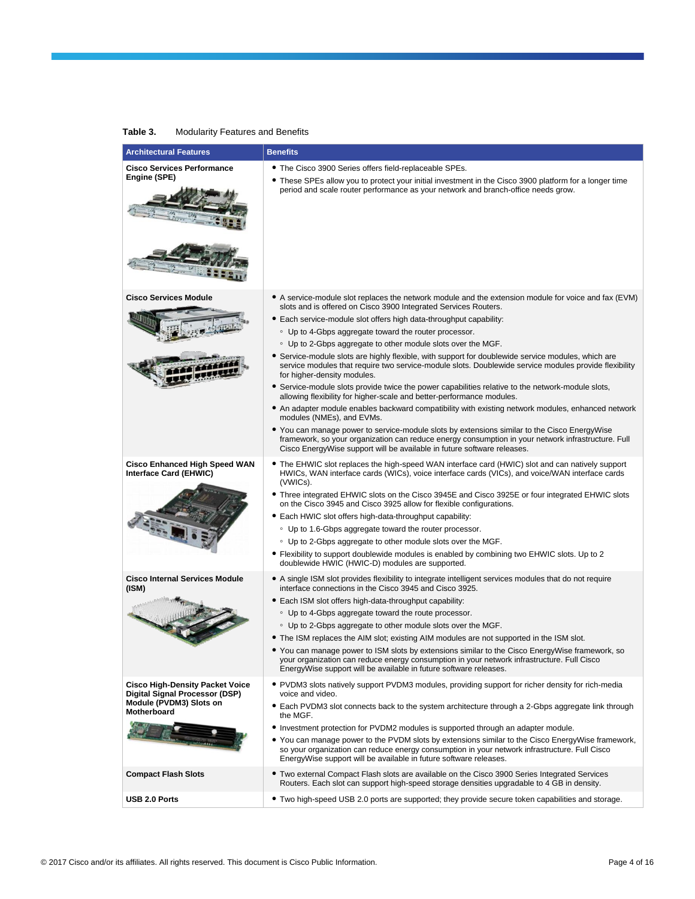**Table 3.** Modularity Features and Benefits

| Architectural Features | Benefits |
| --- | --- |
| **Cisco Services Performance Engine (SPE)** | • The Cisco 3900 Series offers field-replaceable SPEs.<br>• These SPEs allow you to protect your initial investment in the Cisco 3900 platform for a longer time period and scale router performance as your network and branch-office needs grow. |
| **Cisco Services Module** | • A service-module slot replaces the network module and the extension module for voice and fax (EVM) slots and is offered on Cisco 3900 Integrated Services Routers.<br>• Each service-module slot offers high data-throughput capability:<br>  ◦ Up to 4-Gbps aggregate toward the router processor.<br>  ◦ Up to 2-Gbps aggregate to other module slots over the MGF.<br>• Service-module slots are highly flexible, with support for doublewide service modules, which are service modules that require two service-module slots. Doublewide service modules provide flexibility for higher-density modules.<br>• Service-module slots provide twice the power capabilities relative to the network-module slots, allowing flexibility for higher-scale and better-performance modules.<br>• An adapter module enables backward compatibility with existing network modules, enhanced network modules (NMEs), and EVMs.<br>• You can manage power to service-module slots by extensions similar to the Cisco EnergyWise framework, so your organization can reduce energy consumption in your network infrastructure. Full Cisco EnergyWise support will be available in future software releases. |
| **Cisco Enhanced High Speed WAN Interface Card (EHWIC)** | • The EHWIC slot replaces the high-speed WAN interface card (HWIC) slot and can natively support HWICs, WAN interface cards (WICs), voice interface cards (VICs), and voice/WAN interface cards (VWICs).<br>• Three integrated EHWIC slots on the Cisco 3945E and Cisco 3925E or four integrated EHWIC slots on the Cisco 3945 and Cisco 3925 allow for flexible configurations.<br>• Each HWIC slot offers high-data-throughput capability:<br>  ◦ Up to 1.6-Gbps aggregate toward the router processor.<br>  ◦ Up to 2-Gbps aggregate to other module slots over the MGF.<br>• Flexibility to support doublewide modules is enabled by combining two EHWIC slots. Up to 2 doublewide HWIC (HWIC-D) modules are supported. |
| **Cisco Internal Services Module (ISM)** | • A single ISM slot provides flexibility to integrate intelligent services modules that do not require interface connections in the Cisco 3945 and Cisco 3925.<br>• Each ISM slot offers high-data-throughput capability:<br>  ◦ Up to 4-Gbps aggregate toward the route processor.<br>  ◦ Up to 2-Gbps aggregate to other module slots over the MGF.<br>• The ISM replaces the AIM slot; existing AIM modules are not supported in the ISM slot.<br>• You can manage power to ISM slots by extensions similar to the Cisco EnergyWise framework, so your organization can reduce energy consumption in your network infrastructure. Full Cisco EnergyWise support will be available in future software releases. |
| **Cisco High-Density Packet Voice Digital Signal Processor (DSP) Module (PVDM3) Slots on Motherboard** | • PVDM3 slots natively support PVDM3 modules, providing support for richer density for rich-media voice and video.<br>• Each PVDM3 slot connects back to the system architecture through a 2-Gbps aggregate link through the MGF.<br>• Investment protection for PVDM2 modules is supported through an adapter module.<br>• You can manage power to the PVDM slots by extensions similar to the Cisco EnergyWise framework, so your organization can reduce energy consumption in your network infrastructure. Full Cisco EnergyWise support will be available in future software releases. |
| **Compact Flash Slots** | • Two external Compact Flash slots are available on the Cisco 3900 Series Integrated Services Routers. Each slot can support high-speed storage densities upgradable to 4 GB in density. |
| **USB 2.0 Ports** | • Two high-speed USB 2.0 ports are supported; they provide secure token capabilities and storage. |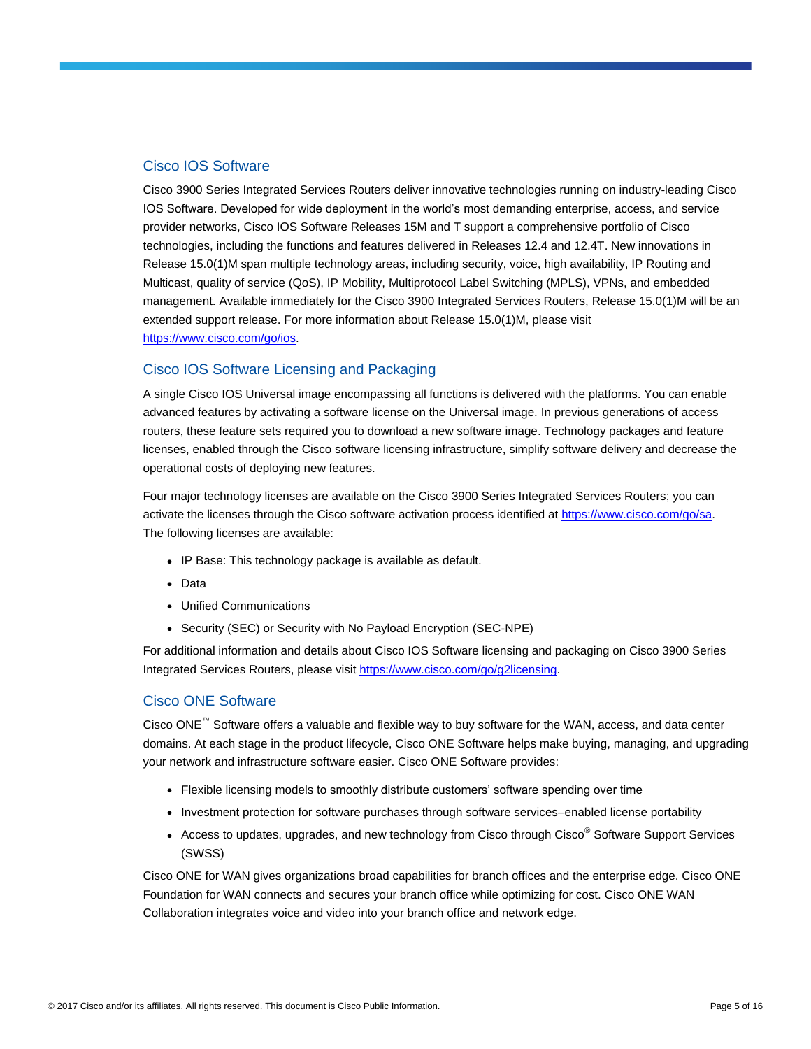## Cisco IOS Software

Cisco 3900 Series Integrated Services Routers deliver innovative technologies running on industry-leading Cisco IOS Software. Developed for wide deployment in the world's most demanding enterprise, access, and service provider networks, Cisco IOS Software Releases 15M and T support a comprehensive portfolio of Cisco technologies, including the functions and features delivered in Releases 12.4 and 12.4T. New innovations in Release 15.0(1)M span multiple technology areas, including security, voice, high availability, IP Routing and Multicast, quality of service (QoS), IP Mobility, Multiprotocol Label Switching (MPLS), VPNs, and embedded management. Available immediately for the Cisco 3900 Integrated Services Routers, Release 15.0(1)M will be an extended support release. For more information about Release 15.0(1)M, please visit https://www.cisco.com/go/ios.

## Cisco IOS Software Licensing and Packaging

A single Cisco IOS Universal image encompassing all functions is delivered with the platforms. You can enable advanced features by activating a software license on the Universal image. In previous generations of access routers, these feature sets required you to download a new software image. Technology packages and feature licenses, enabled through the Cisco software licensing infrastructure, simplify software delivery and decrease the operational costs of deploying new features.

Four major technology licenses are available on the Cisco 3900 Series Integrated Services Routers; you can activate the licenses through the Cisco software activation process identified at https://www.cisco.com/go/sa. The following licenses are available:

- IP Base: This technology package is available as default.
- Data
- Unified Communications
- Security (SEC) or Security with No Payload Encryption (SEC-NPE)

For additional information and details about Cisco IOS Software licensing and packaging on Cisco 3900 Series Integrated Services Routers, please visit https://www.cisco.com/go/g2licensing.

## Cisco ONE Software

Cisco ONE™ Software offers a valuable and flexible way to buy software for the WAN, access, and data center domains. At each stage in the product lifecycle, Cisco ONE Software helps make buying, managing, and upgrading your network and infrastructure software easier. Cisco ONE Software provides:

- Flexible licensing models to smoothly distribute customers' software spending over time
- Investment protection for software purchases through software services–enabled license portability
- Access to updates, upgrades, and new technology from Cisco through Cisco® Software Support Services (SWSS)

Cisco ONE for WAN gives organizations broad capabilities for branch offices and the enterprise edge. Cisco ONE Foundation for WAN connects and secures your branch office while optimizing for cost. Cisco ONE WAN Collaboration integrates voice and video into your branch office and network edge.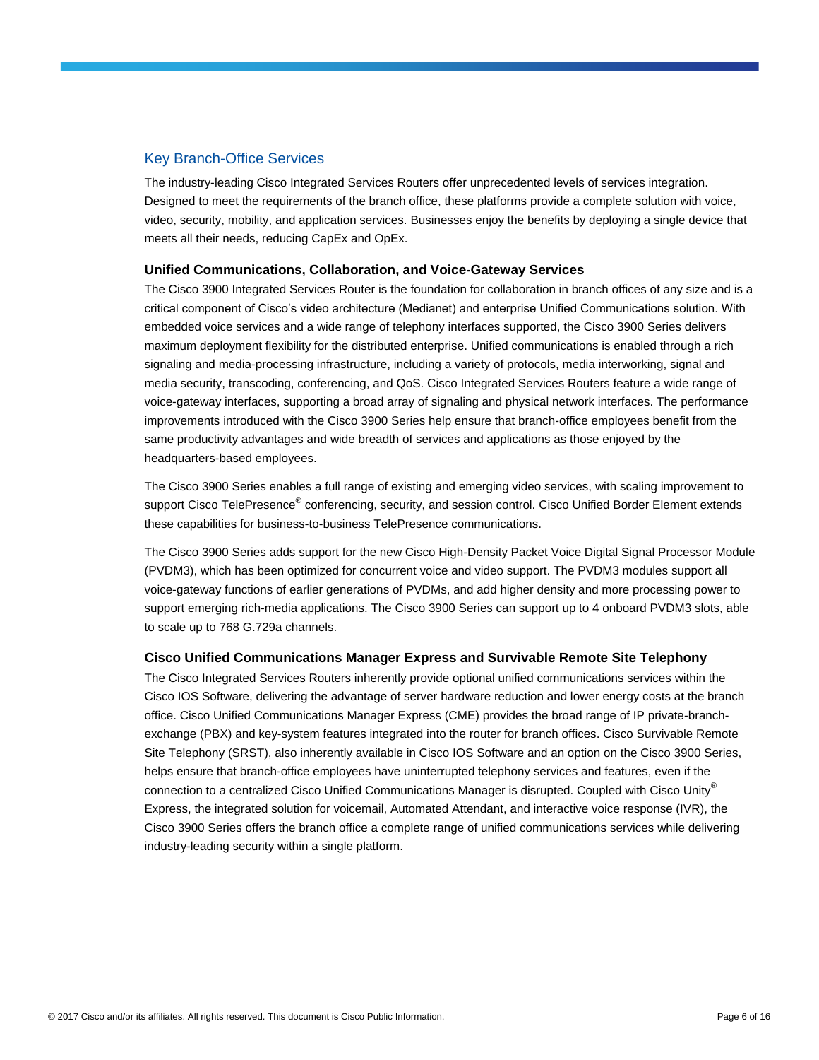## Key Branch-Office Services

The industry-leading Cisco Integrated Services Routers offer unprecedented levels of services integration. Designed to meet the requirements of the branch office, these platforms provide a complete solution with voice, video, security, mobility, and application services. Businesses enjoy the benefits by deploying a single device that meets all their needs, reducing CapEx and OpEx.

### Unified Communications, Collaboration, and Voice-Gateway Services

The Cisco 3900 Integrated Services Router is the foundation for collaboration in branch offices of any size and is a critical component of Cisco's video architecture (Medianet) and enterprise Unified Communications solution. With embedded voice services and a wide range of telephony interfaces supported, the Cisco 3900 Series delivers maximum deployment flexibility for the distributed enterprise. Unified communications is enabled through a rich signaling and media-processing infrastructure, including a variety of protocols, media interworking, signal and media security, transcoding, conferencing, and QoS. Cisco Integrated Services Routers feature a wide range of voice-gateway interfaces, supporting a broad array of signaling and physical network interfaces. The performance improvements introduced with the Cisco 3900 Series help ensure that branch-office employees benefit from the same productivity advantages and wide breadth of services and applications as those enjoyed by the headquarters-based employees.

The Cisco 3900 Series enables a full range of existing and emerging video services, with scaling improvement to support Cisco TelePresence® conferencing, security, and session control. Cisco Unified Border Element extends these capabilities for business-to-business TelePresence communications.

The Cisco 3900 Series adds support for the new Cisco High-Density Packet Voice Digital Signal Processor Module (PVDM3), which has been optimized for concurrent voice and video support. The PVDM3 modules support all voice-gateway functions of earlier generations of PVDMs, and add higher density and more processing power to support emerging rich-media applications. The Cisco 3900 Series can support up to 4 onboard PVDM3 slots, able to scale up to 768 G.729a channels.

### Cisco Unified Communications Manager Express and Survivable Remote Site Telephony

The Cisco Integrated Services Routers inherently provide optional unified communications services within the Cisco IOS Software, delivering the advantage of server hardware reduction and lower energy costs at the branch office. Cisco Unified Communications Manager Express (CME) provides the broad range of IP private-branch-exchange (PBX) and key-system features integrated into the router for branch offices. Cisco Survivable Remote Site Telephony (SRST), also inherently available in Cisco IOS Software and an option on the Cisco 3900 Series, helps ensure that branch-office employees have uninterrupted telephony services and features, even if the connection to a centralized Cisco Unified Communications Manager is disrupted. Coupled with Cisco Unity® Express, the integrated solution for voicemail, Automated Attendant, and interactive voice response (IVR), the Cisco 3900 Series offers the branch office a complete range of unified communications services while delivering industry-leading security within a single platform.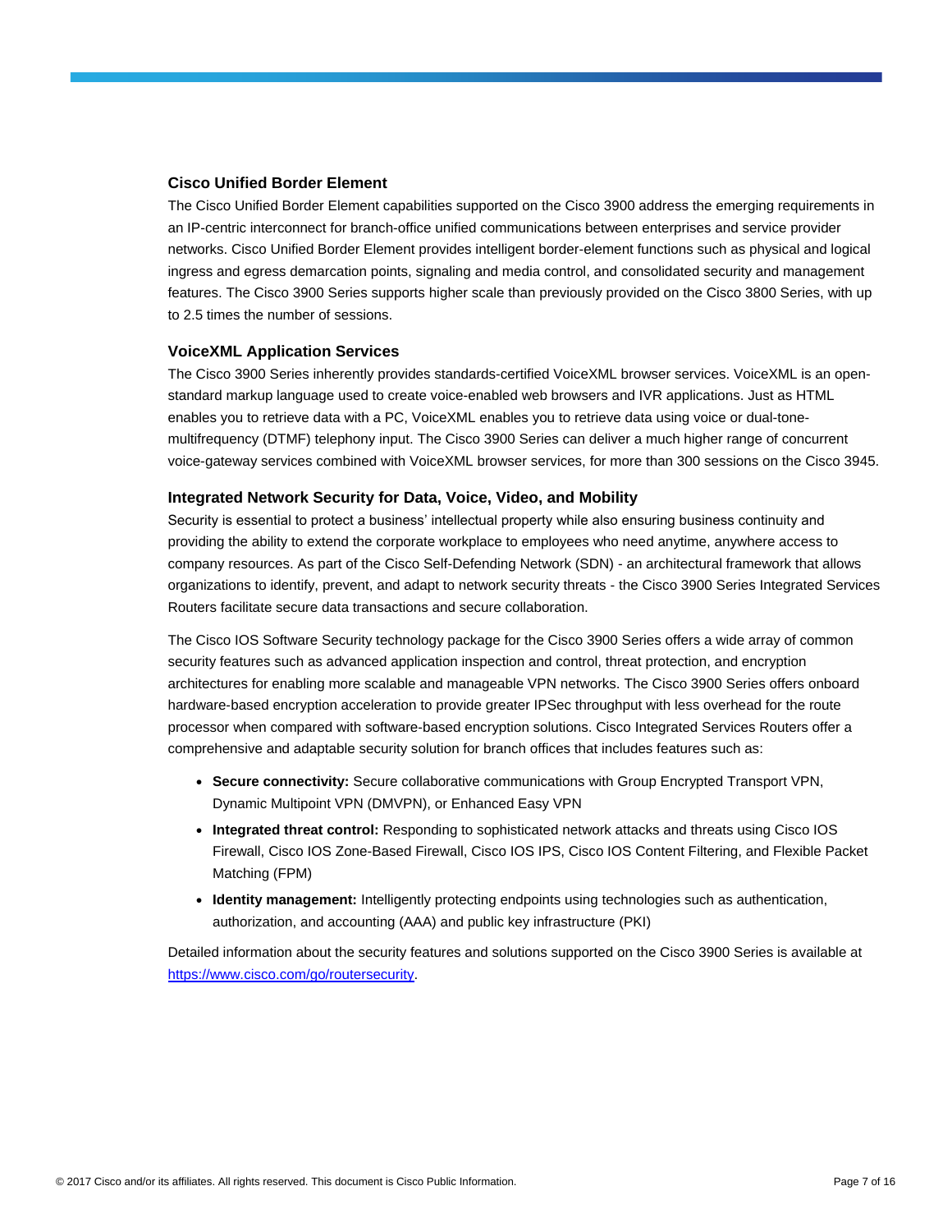### Cisco Unified Border Element

The Cisco Unified Border Element capabilities supported on the Cisco 3900 address the emerging requirements in an IP-centric interconnect for branch-office unified communications between enterprises and service provider networks. Cisco Unified Border Element provides intelligent border-element functions such as physical and logical ingress and egress demarcation points, signaling and media control, and consolidated security and management features. The Cisco 3900 Series supports higher scale than previously provided on the Cisco 3800 Series, with up to 2.5 times the number of sessions.

### VoiceXML Application Services

The Cisco 3900 Series inherently provides standards-certified VoiceXML browser services. VoiceXML is an open-standard markup language used to create voice-enabled web browsers and IVR applications. Just as HTML enables you to retrieve data with a PC, VoiceXML enables you to retrieve data using voice or dual-tone-multifrequency (DTMF) telephony input. The Cisco 3900 Series can deliver a much higher range of concurrent voice-gateway services combined with VoiceXML browser services, for more than 300 sessions on the Cisco 3945.

### Integrated Network Security for Data, Voice, Video, and Mobility

Security is essential to protect a business' intellectual property while also ensuring business continuity and providing the ability to extend the corporate workplace to employees who need anytime, anywhere access to company resources. As part of the Cisco Self-Defending Network (SDN) - an architectural framework that allows organizations to identify, prevent, and adapt to network security threats - the Cisco 3900 Series Integrated Services Routers facilitate secure data transactions and secure collaboration.

The Cisco IOS Software Security technology package for the Cisco 3900 Series offers a wide array of common security features such as advanced application inspection and control, threat protection, and encryption architectures for enabling more scalable and manageable VPN networks. The Cisco 3900 Series offers onboard hardware-based encryption acceleration to provide greater IPSec throughput with less overhead for the route processor when compared with software-based encryption solutions. Cisco Integrated Services Routers offer a comprehensive and adaptable security solution for branch offices that includes features such as:

- **Secure connectivity:** Secure collaborative communications with Group Encrypted Transport VPN, Dynamic Multipoint VPN (DMVPN), or Enhanced Easy VPN
- **Integrated threat control:** Responding to sophisticated network attacks and threats using Cisco IOS Firewall, Cisco IOS Zone-Based Firewall, Cisco IOS IPS, Cisco IOS Content Filtering, and Flexible Packet Matching (FPM)
- **Identity management:** Intelligently protecting endpoints using technologies such as authentication, authorization, and accounting (AAA) and public key infrastructure (PKI)

Detailed information about the security features and solutions supported on the Cisco 3900 Series is available at [https://www.cisco.com/go/routersecurity](https://www.cisco.com/go/routersecurity).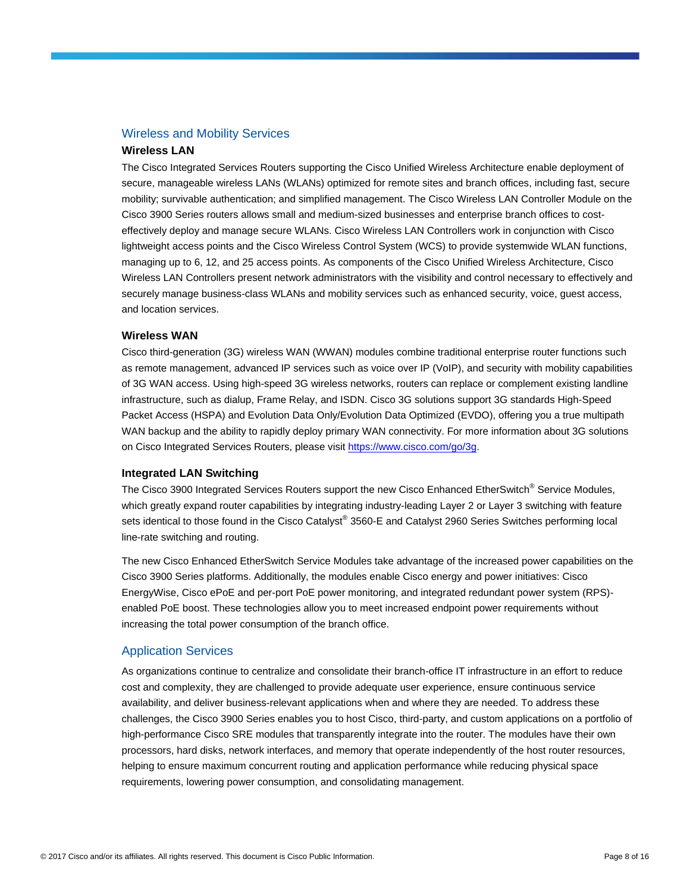## Wireless and Mobility Services

### Wireless LAN

The Cisco Integrated Services Routers supporting the Cisco Unified Wireless Architecture enable deployment of secure, manageable wireless LANs (WLANs) optimized for remote sites and branch offices, including fast, secure mobility; survivable authentication; and simplified management. The Cisco Wireless LAN Controller Module on the Cisco 3900 Series routers allows small and medium-sized businesses and enterprise branch offices to cost-effectively deploy and manage secure WLANs. Cisco Wireless LAN Controllers work in conjunction with Cisco lightweight access points and the Cisco Wireless Control System (WCS) to provide systemwide WLAN functions, managing up to 6, 12, and 25 access points. As components of the Cisco Unified Wireless Architecture, Cisco Wireless LAN Controllers present network administrators with the visibility and control necessary to effectively and securely manage business-class WLANs and mobility services such as enhanced security, voice, guest access, and location services.

### Wireless WAN

Cisco third-generation (3G) wireless WAN (WWAN) modules combine traditional enterprise router functions such as remote management, advanced IP services such as voice over IP (VoIP), and security with mobility capabilities of 3G WAN access. Using high-speed 3G wireless networks, routers can replace or complement existing landline infrastructure, such as dialup, Frame Relay, and ISDN. Cisco 3G solutions support 3G standards High-Speed Packet Access (HSPA) and Evolution Data Only/Evolution Data Optimized (EVDO), offering you a true multipath WAN backup and the ability to rapidly deploy primary WAN connectivity. For more information about 3G solutions on Cisco Integrated Services Routers, please visit [https://www.cisco.com/go/3g](https://www.cisco.com/go/3g).

### Integrated LAN Switching

The Cisco 3900 Integrated Services Routers support the new Cisco Enhanced EtherSwitch® Service Modules, which greatly expand router capabilities by integrating industry-leading Layer 2 or Layer 3 switching with feature sets identical to those found in the Cisco Catalyst® 3560-E and Catalyst 2960 Series Switches performing local line-rate switching and routing.

The new Cisco Enhanced EtherSwitch Service Modules take advantage of the increased power capabilities on the Cisco 3900 Series platforms. Additionally, the modules enable Cisco energy and power initiatives: Cisco EnergyWise, Cisco ePoE and per-port PoE power monitoring, and integrated redundant power system (RPS)-enabled PoE boost. These technologies allow you to meet increased endpoint power requirements without increasing the total power consumption of the branch office.

## Application Services

As organizations continue to centralize and consolidate their branch-office IT infrastructure in an effort to reduce cost and complexity, they are challenged to provide adequate user experience, ensure continuous service availability, and deliver business-relevant applications when and where they are needed. To address these challenges, the Cisco 3900 Series enables you to host Cisco, third-party, and custom applications on a portfolio of high-performance Cisco SRE modules that transparently integrate into the router. The modules have their own processors, hard disks, network interfaces, and memory that operate independently of the host router resources, helping to ensure maximum concurrent routing and application performance while reducing physical space requirements, lowering power consumption, and consolidating management.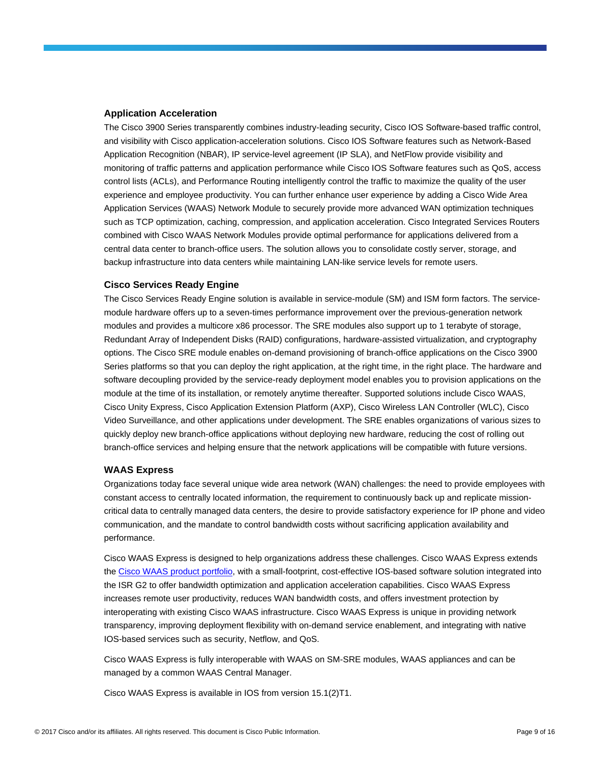### Application Acceleration

The Cisco 3900 Series transparently combines industry-leading security, Cisco IOS Software-based traffic control, and visibility with Cisco application-acceleration solutions. Cisco IOS Software features such as Network-Based Application Recognition (NBAR), IP service-level agreement (IP SLA), and NetFlow provide visibility and monitoring of traffic patterns and application performance while Cisco IOS Software features such as QoS, access control lists (ACLs), and Performance Routing intelligently control the traffic to maximize the quality of the user experience and employee productivity. You can further enhance user experience by adding a Cisco Wide Area Application Services (WAAS) Network Module to securely provide more advanced WAN optimization techniques such as TCP optimization, caching, compression, and application acceleration. Cisco Integrated Services Routers combined with Cisco WAAS Network Modules provide optimal performance for applications delivered from a central data center to branch-office users. The solution allows you to consolidate costly server, storage, and backup infrastructure into data centers while maintaining LAN-like service levels for remote users.

### Cisco Services Ready Engine

The Cisco Services Ready Engine solution is available in service-module (SM) and ISM form factors. The service-module hardware offers up to a seven-times performance improvement over the previous-generation network modules and provides a multicore x86 processor. The SRE modules also support up to 1 terabyte of storage, Redundant Array of Independent Disks (RAID) configurations, hardware-assisted virtualization, and cryptography options. The Cisco SRE module enables on-demand provisioning of branch-office applications on the Cisco 3900 Series platforms so that you can deploy the right application, at the right time, in the right place. The hardware and software decoupling provided by the service-ready deployment model enables you to provision applications on the module at the time of its installation, or remotely anytime thereafter. Supported solutions include Cisco WAAS, Cisco Unity Express, Cisco Application Extension Platform (AXP), Cisco Wireless LAN Controller (WLC), Cisco Video Surveillance, and other applications under development. The SRE enables organizations of various sizes to quickly deploy new branch-office applications without deploying new hardware, reducing the cost of rolling out branch-office services and helping ensure that the network applications will be compatible with future versions.

### WAAS Express

Organizations today face several unique wide area network (WAN) challenges: the need to provide employees with constant access to centrally located information, the requirement to continuously back up and replicate mission-critical data to centrally managed data centers, the desire to provide satisfactory experience for IP phone and video communication, and the mandate to control bandwidth costs without sacrificing application availability and performance.

Cisco WAAS Express is designed to help organizations address these challenges. Cisco WAAS Express extends the Cisco WAAS product portfolio, with a small-footprint, cost-effective IOS-based software solution integrated into the ISR G2 to offer bandwidth optimization and application acceleration capabilities. Cisco WAAS Express increases remote user productivity, reduces WAN bandwidth costs, and offers investment protection by interoperating with existing Cisco WAAS infrastructure. Cisco WAAS Express is unique in providing network transparency, improving deployment flexibility with on-demand service enablement, and integrating with native IOS-based services such as security, Netflow, and QoS.

Cisco WAAS Express is fully interoperable with WAAS on SM-SRE modules, WAAS appliances and can be managed by a common WAAS Central Manager.

Cisco WAAS Express is available in IOS from version 15.1(2)T1.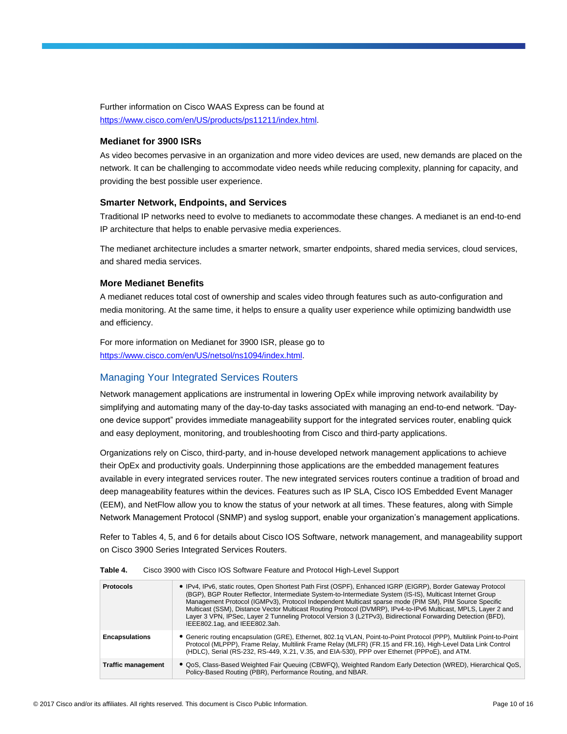Further information on Cisco WAAS Express can be found at https://www.cisco.com/en/US/products/ps11211/index.html.

### Medianet for 3900 ISRs

As video becomes pervasive in an organization and more video devices are used, new demands are placed on the network. It can be challenging to accommodate video needs while reducing complexity, planning for capacity, and providing the best possible user experience.

### Smarter Network, Endpoints, and Services

Traditional IP networks need to evolve to medianets to accommodate these changes. A medianet is an end-to-end IP architecture that helps to enable pervasive media experiences.

The medianet architecture includes a smarter network, smarter endpoints, shared media services, cloud services, and shared media services.

### More Medianet Benefits

A medianet reduces total cost of ownership and scales video through features such as auto-configuration and media monitoring. At the same time, it helps to ensure a quality user experience while optimizing bandwidth use and efficiency.

For more information on Medianet for 3900 ISR, please go to https://www.cisco.com/en/US/netsol/ns1094/index.html.

## Managing Your Integrated Services Routers

Network management applications are instrumental in lowering OpEx while improving network availability by simplifying and automating many of the day-to-day tasks associated with managing an end-to-end network. "Day-one device support" provides immediate manageability support for the integrated services router, enabling quick and easy deployment, monitoring, and troubleshooting from Cisco and third-party applications.

Organizations rely on Cisco, third-party, and in-house developed network management applications to achieve their OpEx and productivity goals. Underpinning those applications are the embedded management features available in every integrated services router. The new integrated services routers continue a tradition of broad and deep manageability features within the devices. Features such as IP SLA, Cisco IOS Embedded Event Manager (EEM), and NetFlow allow you to know the status of your network at all times. These features, along with Simple Network Management Protocol (SNMP) and syslog support, enable your organization's management applications.

Refer to Tables 4, 5, and 6 for details about Cisco IOS Software, network management, and manageability support on Cisco 3900 Series Integrated Services Routers.

**Table 4.** Cisco 3900 with Cisco IOS Software Feature and Protocol High-Level Support

| | |
|---|---|
| **Protocols** | • IPv4, IPv6, static routes, Open Shortest Path First (OSPF), Enhanced IGRP (EIGRP), Border Gateway Protocol (BGP), BGP Router Reflector, Intermediate System-to-Intermediate System (IS-IS), Multicast Internet Group Management Protocol (IGMPv3), Protocol Independent Multicast sparse mode (PIM SM), PIM Source Specific Multicast (SSM), Distance Vector Multicast Routing Protocol (DVMRP), IPv4-to-IPv6 Multicast, MPLS, Layer 2 and Layer 3 VPN, IPSec, Layer 2 Tunneling Protocol Version 3 (L2TPv3), Bidirectional Forwarding Detection (BFD), IEEE802.1ag, and IEEE802.3ah. |
| **Encapsulations** | • Generic routing encapsulation (GRE), Ethernet, 802.1q VLAN, Point-to-Point Protocol (PPP), Multilink Point-to-Point Protocol (MLPPP), Frame Relay, Multilink Frame Relay (MLFR) (FR.15 and FR.16), High-Level Data Link Control (HDLC), Serial (RS-232, RS-449, X.21, V.35, and EIA-530), PPP over Ethernet (PPPoE), and ATM. |
| **Traffic management** | • QoS, Class-Based Weighted Fair Queuing (CBWFQ), Weighted Random Early Detection (WRED), Hierarchical QoS, Policy-Based Routing (PBR), Performance Routing, and NBAR. |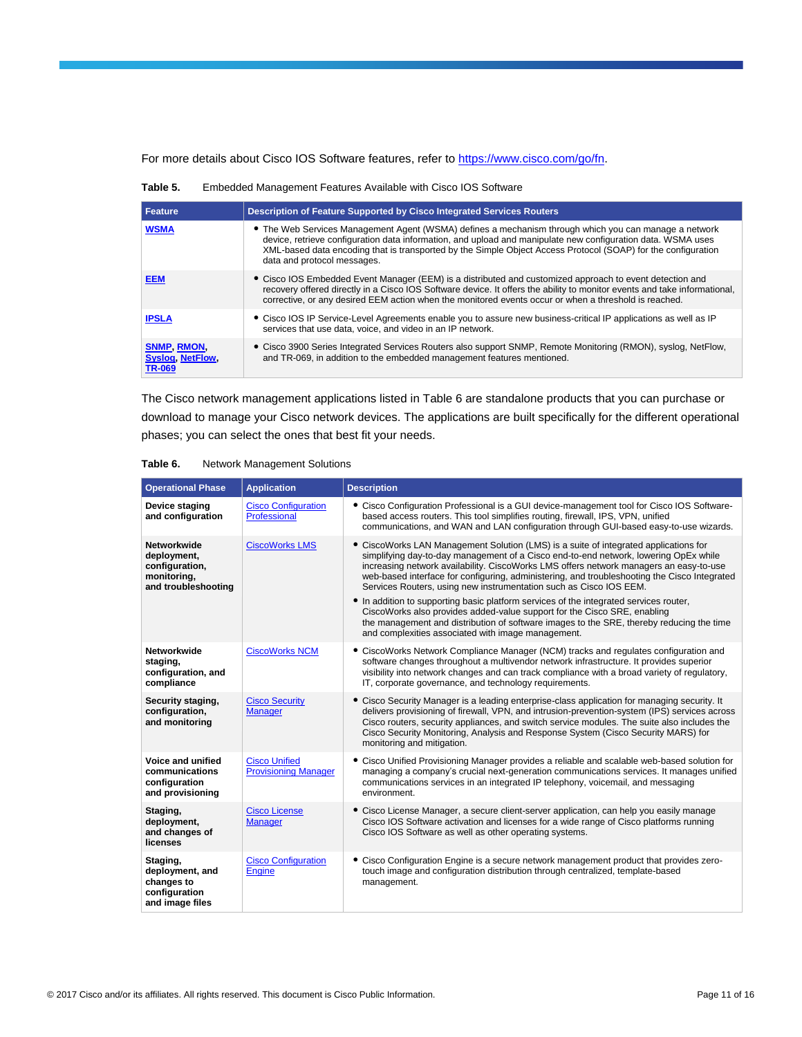For more details about Cisco IOS Software features, refer to https://www.cisco.com/go/fn.

**Table 5.** Embedded Management Features Available with Cisco IOS Software

| Feature | Description of Feature Supported by Cisco Integrated Services Routers |
|---|---|
| **WSMA** | • The Web Services Management Agent (WSMA) defines a mechanism through which you can manage a network device, retrieve configuration data information, and upload and manipulate new configuration data. WSMA uses XML-based data encoding that is transported by the Simple Object Access Protocol (SOAP) for the configuration data and protocol messages. |
| **EEM** | • Cisco IOS Embedded Event Manager (EEM) is a distributed and customized approach to event detection and recovery offered directly in a Cisco IOS Software device. It offers the ability to monitor events and take informational, corrective, or any desired EEM action when the monitored events occur or when a threshold is reached. |
| **IPSLA** | • Cisco IOS IP Service-Level Agreements enable you to assure new business-critical IP applications as well as IP services that use data, voice, and video in an IP network. |
| **SNMP**, **RMON**, **Syslog**, **NetFlow**, **TR-069** | • Cisco 3900 Series Integrated Services Routers also support SNMP, Remote Monitoring (RMON), syslog, NetFlow, and TR-069, in addition to the embedded management features mentioned. |

The Cisco network management applications listed in Table 6 are standalone products that you can purchase or download to manage your Cisco network devices. The applications are built specifically for the different operational phases; you can select the ones that best fit your needs.

**Table 6.** Network Management Solutions

| Operational Phase | Application | Description |
|---|---|---|
| **Device staging and configuration** | Cisco Configuration Professional | • Cisco Configuration Professional is a GUI device-management tool for Cisco IOS Software-based access routers. This tool simplifies routing, firewall, IPS, VPN, unified communications, and WAN and LAN configuration through GUI-based easy-to-use wizards. |
| **Networkwide deployment, configuration, monitoring, and troubleshooting** | CiscoWorks LMS | • CiscoWorks LAN Management Solution (LMS) is a suite of integrated applications for simplifying day-to-day management of a Cisco end-to-end network, lowering OpEx while increasing network availability. CiscoWorks LMS offers network managers an easy-to-use web-based interface for configuring, administering, and troubleshooting the Cisco Integrated Services Routers, using new instrumentation such as Cisco IOS EEM.<br>• In addition to supporting basic platform services of the integrated services router, CiscoWorks also provides added-value support for the Cisco SRE, enabling the management and distribution of software images to the SRE, thereby reducing the time and complexities associated with image management. |
| **Networkwide staging, configuration, and compliance** | CiscoWorks NCM | • CiscoWorks Network Compliance Manager (NCM) tracks and regulates configuration and software changes throughout a multivendor network infrastructure. It provides superior visibility into network changes and can track compliance with a broad variety of regulatory, IT, corporate governance, and technology requirements. |
| **Security staging, configuration, and monitoring** | Cisco Security Manager | • Cisco Security Manager is a leading enterprise-class application for managing security. It delivers provisioning of firewall, VPN, and intrusion-prevention-system (IPS) services across Cisco routers, security appliances, and switch service modules. The suite also includes the Cisco Security Monitoring, Analysis and Response System (Cisco Security MARS) for monitoring and mitigation. |
| **Voice and unified communications configuration and provisioning** | Cisco Unified Provisioning Manager | • Cisco Unified Provisioning Manager provides a reliable and scalable web-based solution for managing a company's crucial next-generation communications services. It manages unified communications services in an integrated IP telephony, voicemail, and messaging environment. |
| **Staging, deployment, and changes of licenses** | Cisco License Manager | • Cisco License Manager, a secure client-server application, can help you easily manage Cisco IOS Software activation and licenses for a wide range of Cisco platforms running Cisco IOS Software as well as other operating systems. |
| **Staging, deployment, and changes to configuration and image files** | Cisco Configuration Engine | • Cisco Configuration Engine is a secure network management product that provides zero-touch image and configuration distribution through centralized, template-based management. |

© 2017 Cisco and/or its affiliates. All rights reserved. This document is Cisco Public Information.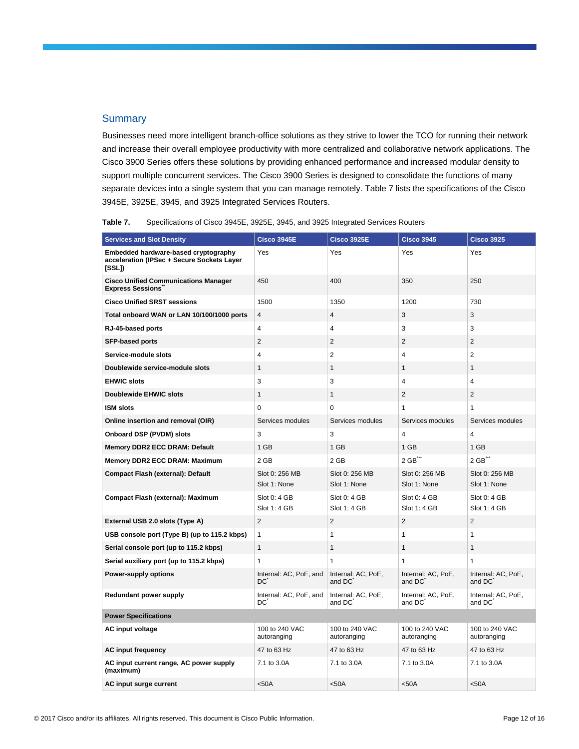## Summary

Businesses need more intelligent branch-office solutions as they strive to lower the TCO for running their network and increase their overall employee productivity with more centralized and collaborative network applications. The Cisco 3900 Series offers these solutions by providing enhanced performance and increased modular density to support multiple concurrent services. The Cisco 3900 Series is designed to consolidate the functions of many separate devices into a single system that you can manage remotely. Table 7 lists the specifications of the Cisco 3945E, 3925E, 3945, and 3925 Integrated Services Routers.

**Table 7.** Specifications of Cisco 3945E, 3925E, 3945, and 3925 Integrated Services Routers

| Services and Slot Density | Cisco 3945E | Cisco 3925E | Cisco 3945 | Cisco 3925 |
|---|---|---|---|---|
| **Embedded hardware-based cryptography acceleration (IPSec + Secure Sockets Layer [SSL])** | Yes | Yes | Yes | Yes |
| **Cisco Unified Communications Manager Express Sessions**** | 450 | 400 | 350 | 250 |
| **Cisco Unified SRST sessions** | 1500 | 1350 | 1200 | 730 |
| **Total onboard WAN or LAN 10/100/1000 ports** | 4 | 4 | 3 | 3 |
| **RJ-45-based ports** | 4 | 4 | 3 | 3 |
| **SFP-based ports** | 2 | 2 | 2 | 2 |
| **Service-module slots** | 4 | 2 | 4 | 2 |
| **Doublewide service-module slots** | 1 | 1 | 1 | 1 |
| **EHWIC slots** | 3 | 3 | 4 | 4 |
| **Doublewide EHWIC slots** | 1 | 1 | 2 | 2 |
| **ISM slots** | 0 | 0 | 1 | 1 |
| **Online insertion and removal (OIR)** | Services modules | Services modules | Services modules | Services modules |
| **Onboard DSP (PVDM) slots** | 3 | 3 | 4 | 4 |
| **Memory DDR2 ECC DRAM: Default** | 1 GB | 1 GB | 1 GB | 1 GB |
| **Memory DDR2 ECC DRAM: Maximum** | 2 GB | 2 GB | 2 GB*** | 2 GB*** |
| **Compact Flash (external): Default** | Slot 0: 256 MB<br>Slot 1: None | Slot 0: 256 MB<br>Slot 1: None | Slot 0: 256 MB<br>Slot 1: None | Slot 0: 256 MB<br>Slot 1: None |
| **Compact Flash (external): Maximum** | Slot 0: 4 GB<br>Slot 1: 4 GB | Slot 0: 4 GB<br>Slot 1: 4 GB | Slot 0: 4 GB<br>Slot 1: 4 GB | Slot 0: 4 GB<br>Slot 1: 4 GB |
| **External USB 2.0 slots (Type A)** | 2 | 2 | 2 | 2 |
| **USB console port (Type B) (up to 115.2 kbps)** | 1 | 1 | 1 | 1 |
| **Serial console port (up to 115.2 kbps)** | 1 | 1 | 1 | 1 |
| **Serial auxiliary port (up to 115.2 kbps)** | 1 | 1 | 1 | 1 |
| **Power-supply options** | Internal: AC, PoE, and DC* | Internal: AC, PoE, and DC* | Internal: AC, PoE, and DC* | Internal: AC, PoE, and DC* |
| **Redundant power supply** | Internal: AC, PoE, and DC* | Internal: AC, PoE, and DC* | Internal: AC, PoE, and DC* | Internal: AC, PoE, and DC* |
| **Power Specifications** | | | | |
| **AC input voltage** | 100 to 240 VAC autoranging | 100 to 240 VAC autoranging | 100 to 240 VAC autoranging | 100 to 240 VAC autoranging |
| **AC input frequency** | 47 to 63 Hz | 47 to 63 Hz | 47 to 63 Hz | 47 to 63 Hz |
| **AC input current range, AC power supply (maximum)** | 7.1 to 3.0A | 7.1 to 3.0A | 7.1 to 3.0A | 7.1 to 3.0A |
| **AC input surge current** | <50A | <50A | <50A | <50A |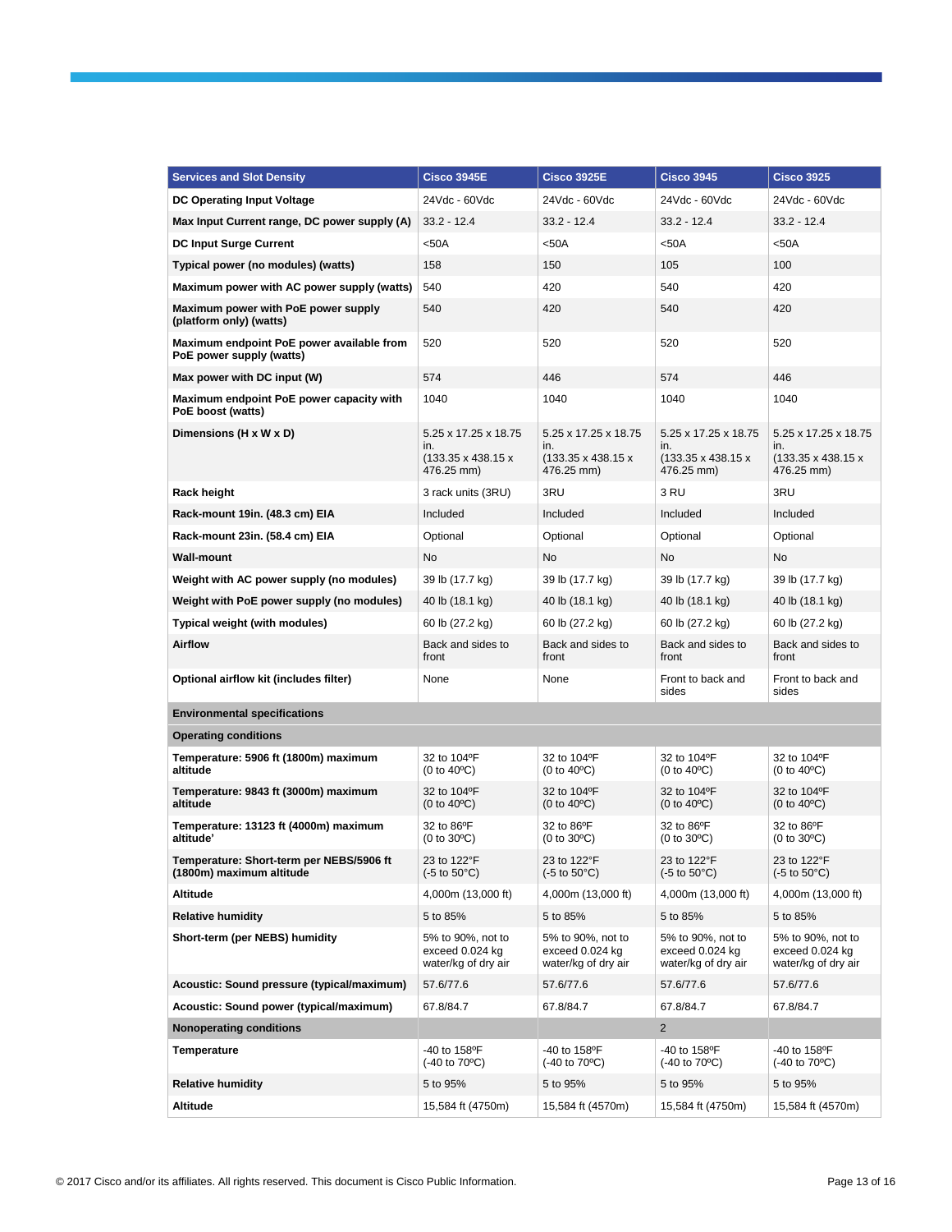| Services and Slot Density | Cisco 3945E | Cisco 3925E | Cisco 3945 | Cisco 3925 |
|---|---|---|---|---|
| **DC Operating Input Voltage** | 24Vdc - 60Vdc | 24Vdc - 60Vdc | 24Vdc - 60Vdc | 24Vdc - 60Vdc |
| **Max Input Current range, DC power supply (A)** | 33.2 - 12.4 | 33.2 - 12.4 | 33.2 - 12.4 | 33.2 - 12.4 |
| **DC Input Surge Current** | <50A | <50A | <50A | <50A |
| **Typical power (no modules) (watts)** | 158 | 150 | 105 | 100 |
| **Maximum power with AC power supply (watts)** | 540 | 420 | 540 | 420 |
| **Maximum power with PoE power supply (platform only) (watts)** | 540 | 420 | 540 | 420 |
| **Maximum endpoint PoE power available from PoE power supply (watts)** | 520 | 520 | 520 | 520 |
| **Max power with DC input (W)** | 574 | 446 | 574 | 446 |
| **Maximum endpoint PoE power capacity with PoE boost (watts)** | 1040 | 1040 | 1040 | 1040 |
| **Dimensions (H x W x D)** | 5.25 x 17.25 x 18.75 in. (133.35 x 438.15 x 476.25 mm) | 5.25 x 17.25 x 18.75 in. (133.35 x 438.15 x 476.25 mm) | 5.25 x 17.25 x 18.75 in. (133.35 x 438.15 x 476.25 mm) | 5.25 x 17.25 x 18.75 in. (133.35 x 438.15 x 476.25 mm) |
| **Rack height** | 3 rack units (3RU) | 3RU | 3 RU | 3RU |
| **Rack-mount 19in. (48.3 cm) EIA** | Included | Included | Included | Included |
| **Rack-mount 23in. (58.4 cm) EIA** | Optional | Optional | Optional | Optional |
| **Wall-mount** | No | No | No | No |
| **Weight with AC power supply (no modules)** | 39 lb (17.7 kg) | 39 lb (17.7 kg) | 39 lb (17.7 kg) | 39 lb (17.7 kg) |
| **Weight with PoE power supply (no modules)** | 40 lb (18.1 kg) | 40 lb (18.1 kg) | 40 lb (18.1 kg) | 40 lb (18.1 kg) |
| **Typical weight (with modules)** | 60 lb (27.2 kg) | 60 lb (27.2 kg) | 60 lb (27.2 kg) | 60 lb (27.2 kg) |
| **Airflow** | Back and sides to front | Back and sides to front | Back and sides to front | Back and sides to front |
| **Optional airflow kit (includes filter)** | None | None | Front to back and sides | Front to back and sides |
| **Environmental specifications** | | | | |
| **Operating conditions** | | | | |
| **Temperature: 5906 ft (1800m) maximum altitude** | 32 to 104ºF (0 to 40ºC) | 32 to 104ºF (0 to 40ºC) | 32 to 104ºF (0 to 40ºC) | 32 to 104ºF (0 to 40ºC) |
| **Temperature: 9843 ft (3000m) maximum altitude** | 32 to 104ºF (0 to 40ºC) | 32 to 104ºF (0 to 40ºC) | 32 to 104ºF (0 to 40ºC) | 32 to 104ºF (0 to 40ºC) |
| **Temperature: 13123 ft (4000m) maximum altitude'** | 32 to 86ºF (0 to 30ºC) | 32 to 86ºF (0 to 30ºC) | 32 to 86ºF (0 to 30ºC) | 32 to 86ºF (0 to 30ºC) |
| **Temperature: Short-term per NEBS/5906 ft (1800m) maximum altitude** | 23 to 122°F (-5 to 50°C) | 23 to 122°F (-5 to 50°C) | 23 to 122°F (-5 to 50°C) | 23 to 122°F (-5 to 50°C) |
| **Altitude** | 4,000m (13,000 ft) | 4,000m (13,000 ft) | 4,000m (13,000 ft) | 4,000m (13,000 ft) |
| **Relative humidity** | 5 to 85% | 5 to 85% | 5 to 85% | 5 to 85% |
| **Short-term (per NEBS) humidity** | 5% to 90%, not to exceed 0.024 kg water/kg of dry air | 5% to 90%, not to exceed 0.024 kg water/kg of dry air | 5% to 90%, not to exceed 0.024 kg water/kg of dry air | 5% to 90%, not to exceed 0.024 kg water/kg of dry air |
| **Acoustic: Sound pressure (typical/maximum)** | 57.6/77.6 | 57.6/77.6 | 57.6/77.6 | 57.6/77.6 |
| **Acoustic: Sound power (typical/maximum)** | 67.8/84.7 | 67.8/84.7 | 67.8/84.7 | 67.8/84.7 |
| **Nonoperating conditions** | | | 2 | |
| **Temperature** | -40 to 158ºF (-40 to 70ºC) | -40 to 158ºF (-40 to 70ºC) | -40 to 158ºF (-40 to 70ºC) | -40 to 158ºF (-40 to 70ºC) |
| **Relative humidity** | 5 to 95% | 5 to 95% | 5 to 95% | 5 to 95% |
| **Altitude** | 15,584 ft (4750m) | 15,584 ft (4570m) | 15,584 ft (4750m) | 15,584 ft (4570m) |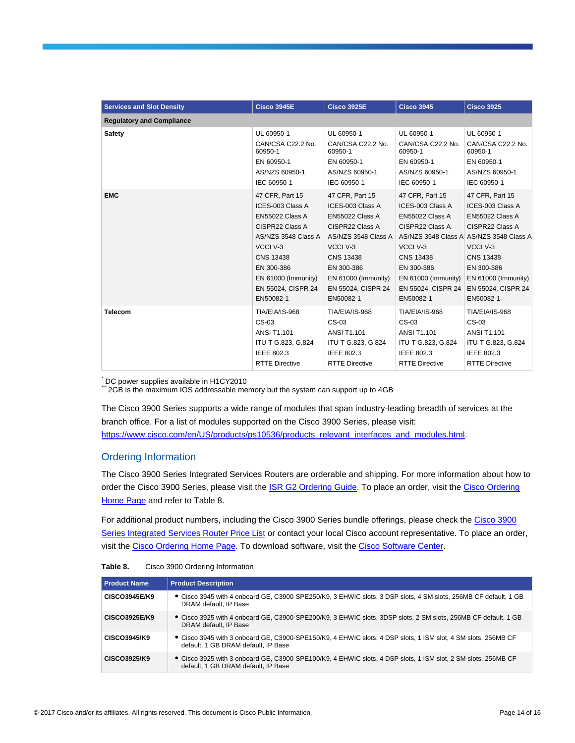| Services and Slot Density | Cisco 3945E | Cisco 3925E | Cisco 3945 | Cisco 3925 |
|---|---|---|---|---|
| **Regulatory and Compliance** | | | | |
| **Safety** | UL 60950-1<br>CAN/CSA C22.2 No. 60950-1<br>EN 60950-1<br>AS/NZS 60950-1<br>IEC 60950-1 | UL 60950-1<br>CAN/CSA C22.2 No. 60950-1<br>EN 60950-1<br>AS/NZS 60950-1<br>IEC 60950-1 | UL 60950-1<br>CAN/CSA C22.2 No. 60950-1<br>EN 60950-1<br>AS/NZS 60950-1<br>IEC 60950-1 | UL 60950-1<br>CAN/CSA C22.2 No. 60950-1<br>EN 60950-1<br>AS/NZS 60950-1<br>IEC 60950-1 |
| **EMC** | 47 CFR, Part 15<br>ICES-003 Class A<br>EN55022 Class A<br>CISPR22 Class A<br>AS/NZS 3548 Class A<br>VCCI V-3<br>CNS 13438<br>EN 300-386<br>EN 61000 (Immunity)<br>EN 55024, CISPR 24<br>EN50082-1 | 47 CFR, Part 15<br>ICES-003 Class A<br>EN55022 Class A<br>CISPR22 Class A<br>AS/NZS 3548 Class A<br>VCCI V-3<br>CNS 13438<br>EN 300-386<br>EN 61000 (Immunity)<br>EN 55024, CISPR 24<br>EN50082-1 | 47 CFR, Part 15<br>ICES-003 Class A<br>EN55022 Class A<br>CISPR22 Class A<br>AS/NZS 3548 Class A<br>VCCI V-3<br>CNS 13438<br>EN 300-386<br>EN 61000 (Immunity)<br>EN 55024, CISPR 24<br>EN50082-1 | 47 CFR, Part 15<br>ICES-003 Class A<br>EN55022 Class A<br>CISPR22 Class A<br>AS/NZS 3548 Class A<br>VCCI V-3<br>CNS 13438<br>EN 300-386<br>EN 61000 (Immunity)<br>EN 55024, CISPR 24<br>EN50082-1 |
| **Telecom** | TIA/EIA/IS-968<br>CS-03<br>ANSI T1.101<br>ITU-T G.823, G.824<br>IEEE 802.3<br>RTTE Directive | TIA/EIA/IS-968<br>CS-03<br>ANSI T1.101<br>ITU-T G.823, G.824<br>IEEE 802.3<br>RTTE Directive | TIA/EIA/IS-968<br>CS-03<br>ANSI T1.101<br>ITU-T G.823, G.824<br>IEEE 802.3<br>RTTE Directive | TIA/EIA/IS-968<br>CS-03<br>ANSI T1.101<br>ITU-T G.823, G.824<br>IEEE 802.3<br>RTTE Directive |

[*] DC power supplies available in H1CY2010
[***] 2GB is the maximum IOS addressable memory but the system can support up to 4GB

The Cisco 3900 Series supports a wide range of modules that span industry-leading breadth of services at the branch office. For a list of modules supported on the Cisco 3900 Series, please visit: https://www.cisco.com/en/US/products/ps10536/products_relevant_interfaces_and_modules.html.

## Ordering Information

The Cisco 3900 Series Integrated Services Routers are orderable and shipping. For more information about how to order the Cisco 3900 Series, please visit the ISR G2 Ordering Guide. To place an order, visit the Cisco Ordering Home Page and refer to Table 8.

For additional product numbers, including the Cisco 3900 Series bundle offerings, please check the Cisco 3900 Series Integrated Services Router Price List or contact your local Cisco account representative. To place an order, visit the Cisco Ordering Home Page. To download software, visit the Cisco Software Center.

**Table 8.** Cisco 3900 Ordering Information

| Product Name | Product Description |
|---|---|
| **CISCO3945E/K9** | • Cisco 3945 with 4 onboard GE, C3900-SPE250/K9, 3 EHWIC slots, 3 DSP slots, 4 SM slots, 256MB CF default, 1 GB DRAM default, IP Base |
| **CISCO3925E/K9** | • Cisco 3925 with 4 onboard GE, C3900-SPE200/K9, 3 EHWIC slots, 3DSP slots, 2 SM slots, 256MB CF default, 1 GB DRAM default, IP Base |
| **CISCO3945/K9** | • Cisco 3945 with 3 onboard GE, C3900-SPE150/K9, 4 EHWIC slots, 4 DSP slots, 1 ISM slot, 4 SM slots, 256MB CF default, 1 GB DRAM default, IP Base |
| **CISCO3925/K9** | • Cisco 3925 with 3 onboard GE, C3900-SPE100/K9, 4 EHWIC slots, 4 DSP slots, 1 ISM slot, 2 SM slots, 256MB CF default, 1 GB DRAM default, IP Base |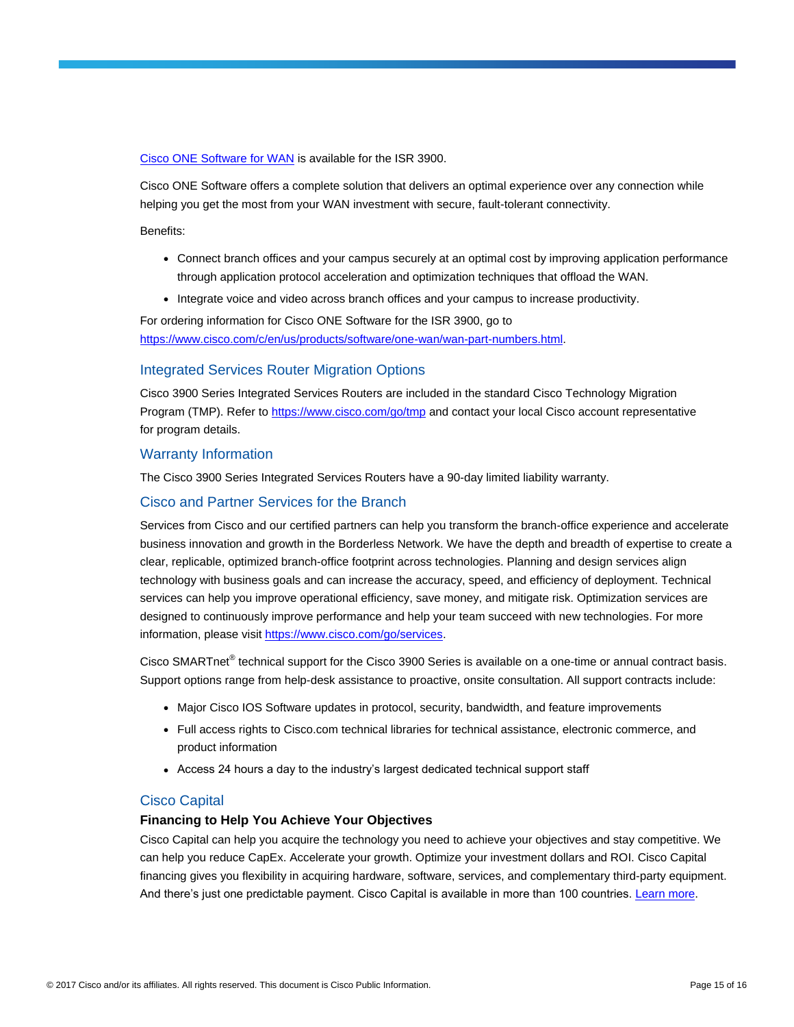[Cisco ONE Software for WAN](#) is available for the ISR 3900.

Cisco ONE Software offers a complete solution that delivers an optimal experience over any connection while helping you get the most from your WAN investment with secure, fault-tolerant connectivity.

Benefits:

- Connect branch offices and your campus securely at an optimal cost by improving application performance through application protocol acceleration and optimization techniques that offload the WAN.
- Integrate voice and video across branch offices and your campus to increase productivity.

For ordering information for Cisco ONE Software for the ISR 3900, go to https://www.cisco.com/c/en/us/products/software/one-wan/wan-part-numbers.html.

## Integrated Services Router Migration Options

Cisco 3900 Series Integrated Services Routers are included in the standard Cisco Technology Migration Program (TMP). Refer to https://www.cisco.com/go/tmp and contact your local Cisco account representative for program details.

## Warranty Information

The Cisco 3900 Series Integrated Services Routers have a 90-day limited liability warranty.

## Cisco and Partner Services for the Branch

Services from Cisco and our certified partners can help you transform the branch-office experience and accelerate business innovation and growth in the Borderless Network. We have the depth and breadth of expertise to create a clear, replicable, optimized branch-office footprint across technologies. Planning and design services align technology with business goals and can increase the accuracy, speed, and efficiency of deployment. Technical services can help you improve operational efficiency, save money, and mitigate risk. Optimization services are designed to continuously improve performance and help your team succeed with new technologies. For more information, please visit https://www.cisco.com/go/services.

Cisco SMARTnet® technical support for the Cisco 3900 Series is available on a one-time or annual contract basis. Support options range from help-desk assistance to proactive, onsite consultation. All support contracts include:

- Major Cisco IOS Software updates in protocol, security, bandwidth, and feature improvements
- Full access rights to Cisco.com technical libraries for technical assistance, electronic commerce, and product information
- Access 24 hours a day to the industry's largest dedicated technical support staff

## Cisco Capital

### Financing to Help You Achieve Your Objectives

Cisco Capital can help you acquire the technology you need to achieve your objectives and stay competitive. We can help you reduce CapEx. Accelerate your growth. Optimize your investment dollars and ROI. Cisco Capital financing gives you flexibility in acquiring hardware, software, services, and complementary third-party equipment. And there's just one predictable payment. Cisco Capital is available in more than 100 countries. [Learn more](#).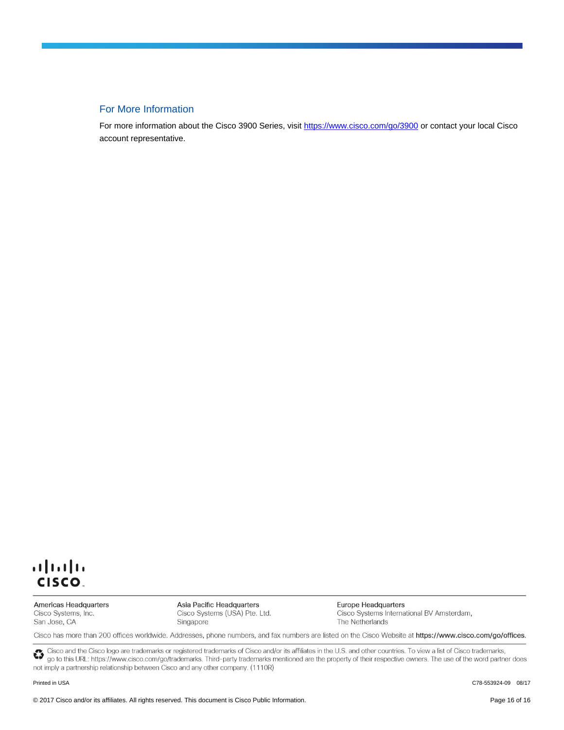## For More Information

For more information about the Cisco 3900 Series, visit [https://www.cisco.com/go/3900](https://www.cisco.com/go/3900) or contact your local Cisco account representative.

Americas Headquarters
Cisco Systems, Inc.
San Jose, CA

Asia Pacific Headquarters
Cisco Systems (USA) Pte. Ltd.
Singapore

Europe Headquarters
Cisco Systems International BV Amsterdam,
The Netherlands

Cisco has more than 200 offices worldwide. Addresses, phone numbers, and fax numbers are listed on the Cisco Website at **https://www.cisco.com/go/offices.**

Cisco and the Cisco logo are trademarks or registered trademarks of Cisco and/or its affiliates in the U.S. and other countries. To view a list of Cisco trademarks, go to this URL: https://www.cisco.com/go/trademarks. Third-party trademarks mentioned are the property of their respective owners. The use of the word partner does not imply a partnership relationship between Cisco and any other company. (1110R)

Printed in USA

C78-553924-09 08/17

© 2017 Cisco and/or its affiliates. All rights reserved. This document is Cisco Public Information.